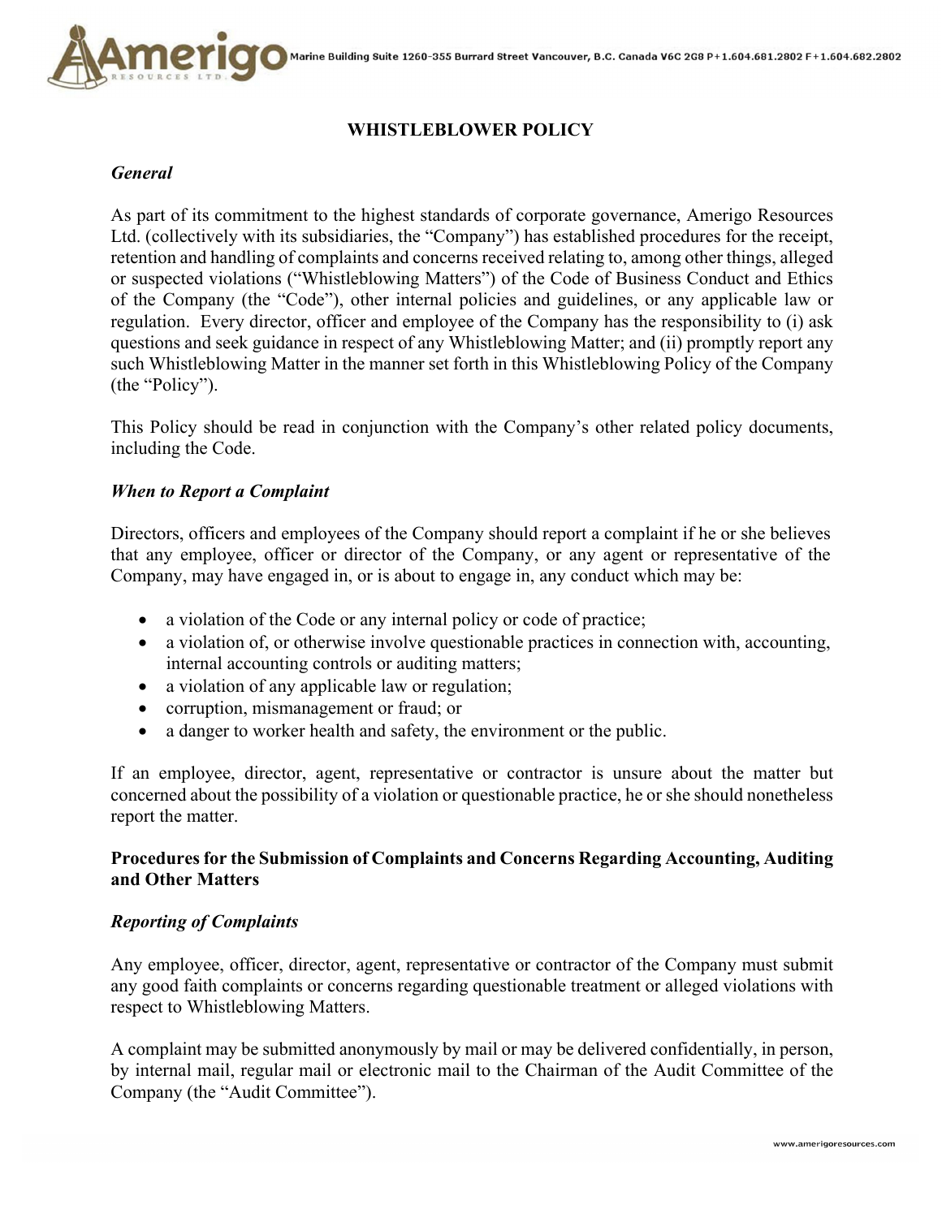# WHISTLEBLOWER POLICY

### *General*

As part of its commitment to the highest standards of corporate governance, Amerigo Resources Ltd. (collectively with its subsidiaries, the "Company") has established procedures for the receipt, retention and handling of complaints and concerns received relating to, among other things, alleged or suspected violations ("Whistleblowing Matters") of the Code of Business Conduct and Ethics of the Company (the "Code"), other internal policies and guidelines, or any applicable law or regulation. Every director, officer and employee of the Company has the responsibility to (i) ask questions and seek guidance in respect of any Whistleblowing Matter; and (ii) promptly report any such Whistleblowing Matter in the manner set forth in this Whistleblowing Policy of the Company (the "Policy").

This Policy should be read in conjunction with the Company's other related policy documents, including the Code.

### *When to Report a Complaint*

Directors, officers and employees of the Company should report a complaint if he or she believes that any employee, officer or director of the Company, or any agent or representative of the Company, may have engaged in, or is about to engage in, any conduct which may be:

- a violation of the Code or any internal policy or code of practice;
- a violation of, or otherwise involve questionable practices in connection with, accounting, internal accounting controls or auditing matters;
- a violation of any applicable law or regulation;
- corruption, mismanagement or fraud; or
- a danger to worker health and safety, the environment or the public.

If an employee, director, agent, representative or contractor is unsure about the matter but concerned about the possibility of a violation or questionable practice, he or she should nonetheless report the matter.

## Procedures for the Submission of Complaints and Concerns Regarding Accounting, Auditing and Other Matters

### *Reporting of Complaints*

Any employee, officer, director, agent, representative or contractor of the Company must submit any good faith complaints or concerns regarding questionable treatment or alleged violations with respect to Whistleblowing Matters.

A complaint may be submitted anonymously by mail or may be delivered confidentially, in person, by internal mail, regular mail or electronic mail to the Chairman of the Audit Committee of the Company (the "Audit Committee").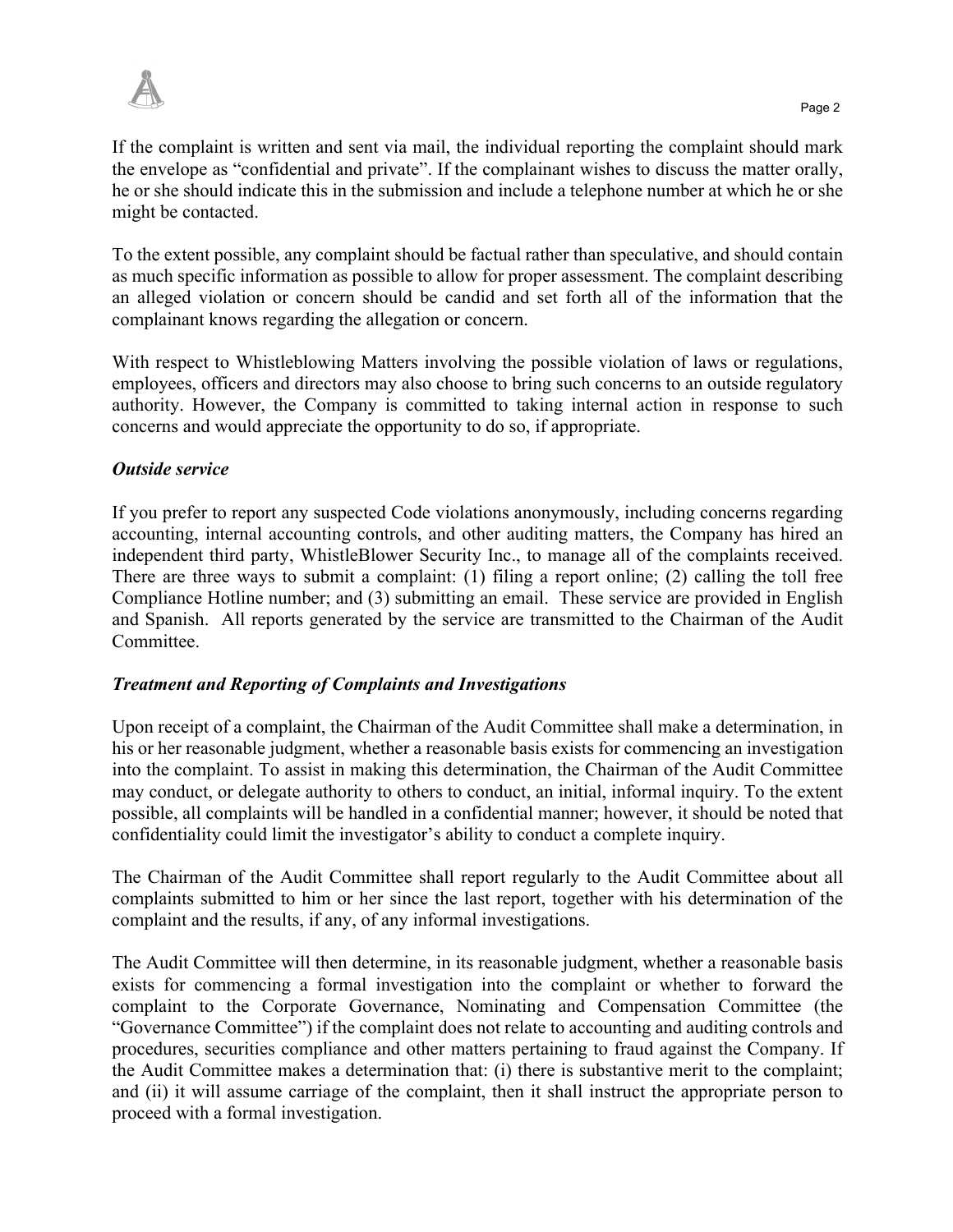If the complaint is written and sent via mail, the individual reporting the complaint should mark the envelope as "confidential and private". If the complainant wishes to discuss the matter orally, he or she should indicate this in the submission and include a telephone number at which he or she might be contacted.

To the extent possible, any complaint should be factual rather than speculative, and should contain as much specific information as possible to allow for proper assessment. The complaint describing an alleged violation or concern should be candid and set forth all of the information that the complainant knows regarding the allegation or concern.

With respect to Whistleblowing Matters involving the possible violation of laws or regulations, employees, officers and directors may also choose to bring such concerns to an outside regulatory authority. However, the Company is committed to taking internal action in response to such concerns and would appreciate the opportunity to do so, if appropriate.

### *Outside service*

If you prefer to report any suspected Code violations anonymously, including concerns regarding accounting, internal accounting controls, and other auditing matters, the Company has hired an independent third party, WhistleBlower Security Inc., to manage all of the complaints received. There are three ways to submit a complaint: (1) filing a report online; (2) calling the toll free Compliance Hotline number; and (3) submitting an email. These service are provided in English and Spanish. All reports generated by the service are transmitted to the Chairman of the Audit Committee.

### *Treatment and Reporting of Complaints and Investigations*

Upon receipt of a complaint, the Chairman of the Audit Committee shall make a determination, in his or her reasonable judgment, whether a reasonable basis exists for commencing an investigation into the complaint. To assist in making this determination, the Chairman of the Audit Committee may conduct, or delegate authority to others to conduct, an initial, informal inquiry. To the extent possible, all complaints will be handled in a confidential manner; however, it should be noted that confidentiality could limit the investigator's ability to conduct a complete inquiry.

The Chairman of the Audit Committee shall report regularly to the Audit Committee about all complaints submitted to him or her since the last report, together with his determination of the complaint and the results, if any, of any informal investigations.

The Audit Committee will then determine, in its reasonable judgment, whether a reasonable basis exists for commencing a formal investigation into the complaint or whether to forward the complaint to the Corporate Governance, Nominating and Compensation Committee (the "Governance Committee") if the complaint does not relate to accounting and auditing controls and procedures, securities compliance and other matters pertaining to fraud against the Company. If the Audit Committee makes a determination that: (i) there is substantive merit to the complaint; and (ii) it will assume carriage of the complaint, then it shall instruct the appropriate person to proceed with a formal investigation.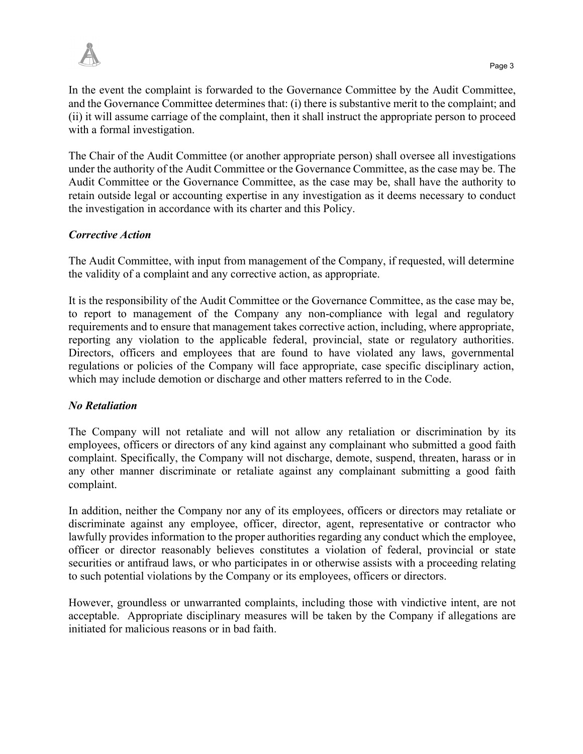In the event the complaint is forwarded to the Governance Committee by the Audit Committee, and the Governance Committee determines that: (i) there is substantive merit to the complaint; and (ii) it will assume carriage of the complaint, then it shall instruct the appropriate person to proceed with a formal investigation.

The Chair of the Audit Committee (or another appropriate person) shall oversee all investigations under the authority of the Audit Committee or the Governance Committee, as the case may be. The Audit Committee or the Governance Committee, as the case may be, shall have the authority to retain outside legal or accounting expertise in any investigation as it deems necessary to conduct the investigation in accordance with its charter and this Policy.

***Corrective Action***

The Audit Committee, with input from management of the Company, if requested, will determine the validity of a complaint and any corrective action, as appropriate.

It is the responsibility of the Audit Committee or the Governance Committee, as the case may be, to report to management of the Company any non-compliance with legal and regulatory requirements and to ensure that management takes corrective action, including, where appropriate, reporting any violation to the applicable federal, provincial, state or regulatory authorities. Directors, officers and employees that are found to have violated any laws, governmental regulations or policies of the Company will face appropriate, case specific disciplinary action, which may include demotion or discharge and other matters referred to in the Code.

***No Retaliation***

The Company will not retaliate and will not allow any retaliation or discrimination by its employees, officers or directors of any kind against any complainant who submitted a good faith complaint. Specifically, the Company will not discharge, demote, suspend, threaten, harass or in any other manner discriminate or retaliate against any complainant submitting a good faith complaint.

In addition, neither the Company nor any of its employees, officers or directors may retaliate or discriminate against any employee, officer, director, agent, representative or contractor who lawfully provides information to the proper authorities regarding any conduct which the employee, officer or director reasonably believes constitutes a violation of federal, provincial or state securities or antifraud laws, or who participates in or otherwise assists with a proceeding relating to such potential violations by the Company or its employees, officers or directors.

However, groundless or unwarranted complaints, including those with vindictive intent, are not acceptable. Appropriate disciplinary measures will be taken by the Company if allegations are initiated for malicious reasons or in bad faith.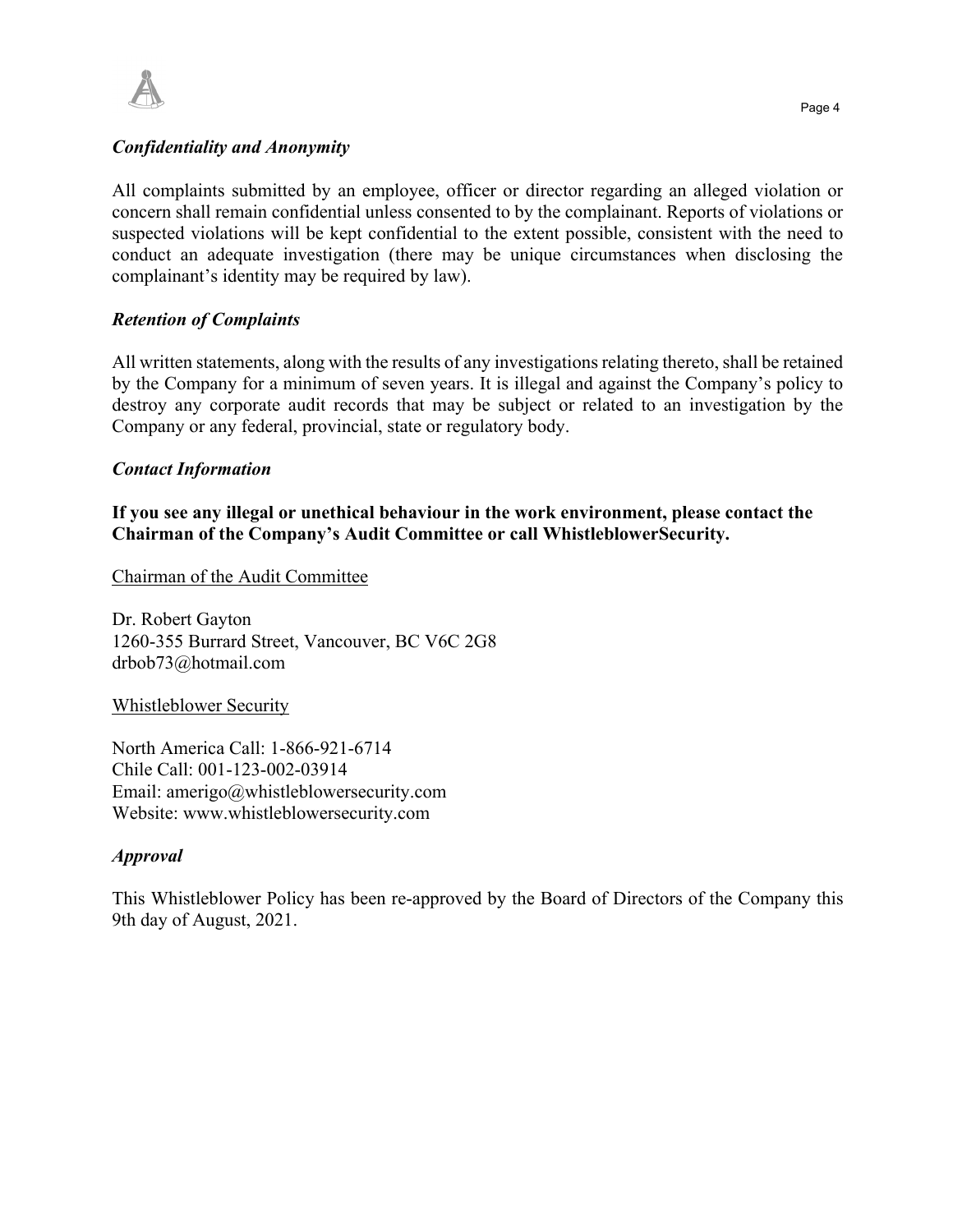### *Confidentiality and Anonymity*

All complaints submitted by an employee, officer or director regarding an alleged violation or concern shall remain confidential unless consented to by the complainant. Reports of violations or suspected violations will be kept confidential to the extent possible, consistent with the need to conduct an adequate investigation (there may be unique circumstances when disclosing the complainant's identity may be required by law).

### *Retention of Complaints*

All written statements, along with the results of any investigations relating thereto, shall be retained by the Company for a minimum of seven years. It is illegal and against the Company's policy to destroy any corporate audit records that may be subject or related to an investigation by the Company or any federal, provincial, state or regulatory body.

### *Contact Information*

**If you see any illegal or unethical behaviour in the work environment, please contact the Chairman of the Company's Audit Committee or call WhistleblowerSecurity.**

<u>Chairman of the Audit Committee</u>

Dr. Robert Gayton
1260-355 Burrard Street, Vancouver, BC V6C 2G8
drbob73@hotmail.com

<u>Whistleblower Security</u>

North America Call: 1-866-921-6714
Chile Call: 001-123-002-03914
Email: amerigo@whistleblowersecurity.com
Website: www.whistleblowersecurity.com

### *Approval*

This Whistleblower Policy has been re-approved by the Board of Directors of the Company this 9th day of August, 2021.